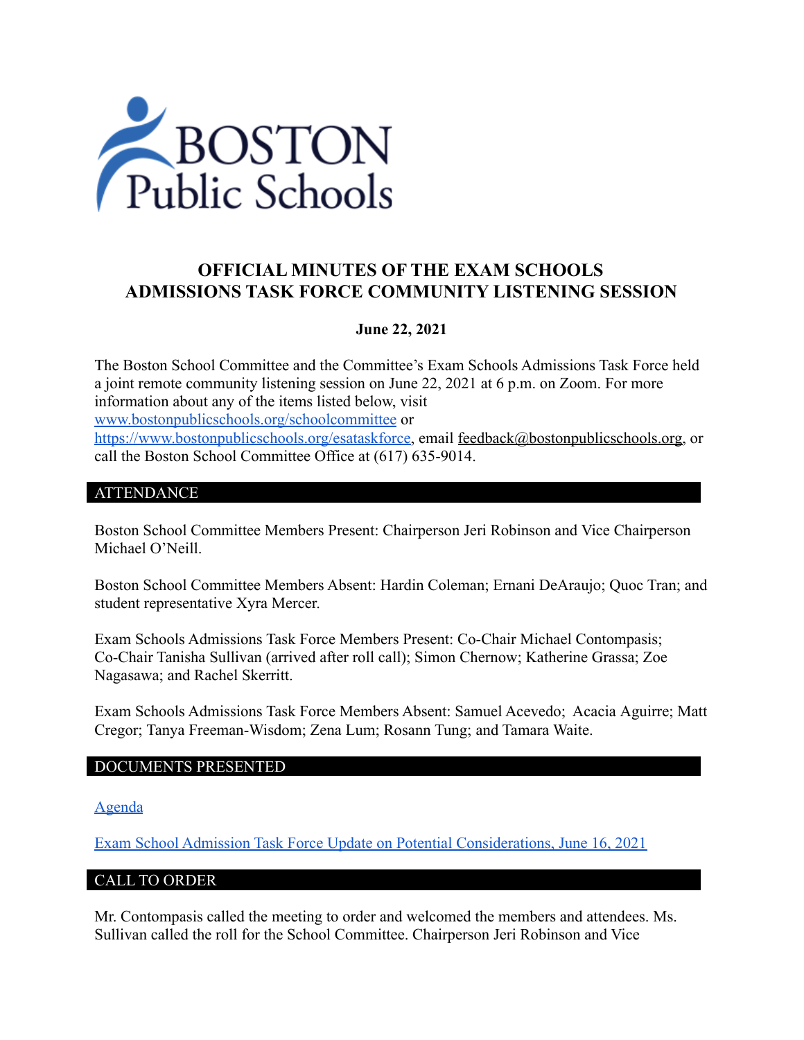# OFFICIAL MINUTES OF THE EXAM SCHOOLS ADMISSIONS TASK FORCE COMMUNITY LISTENING SESSION

**June 22, 2021**

The Boston School Committee and the Committee's Exam Schools Admissions Task Force held a joint remote community listening session on June 22, 2021 at 6 p.m. on Zoom. For more information about any of the items listed below, visit [www.bostonpublicschools.org/schoolcommittee](http://www.bostonpublicschools.org/schoolcommittee) or [https://www.bostonpublicschools.org/esataskforce](https://www.bostonpublicschools.org/esataskforce), email feedback@bostonpublicschools.org, or call the Boston School Committee Office at (617) 635-9014.

## ATTENDANCE

Boston School Committee Members Present: Chairperson Jeri Robinson and Vice Chairperson Michael O'Neill.

Boston School Committee Members Absent: Hardin Coleman; Ernani DeAraujo; Quoc Tran; and student representative Xyra Mercer.

Exam Schools Admissions Task Force Members Present: Co-Chair Michael Contompasis; Co-Chair Tanisha Sullivan (arrived after roll call); Simon Chernow; Katherine Grassa; Zoe Nagasawa; and Rachel Skerritt.

Exam Schools Admissions Task Force Members Absent: Samuel Acevedo; Acacia Aguirre; Matt Cregor; Tanya Freeman-Wisdom; Zena Lum; Rosann Tung; and Tamara Waite.

## DOCUMENTS PRESENTED

Agenda

Exam School Admission Task Force Update on Potential Considerations, June 16, 2021

## CALL TO ORDER

Mr. Contompasis called the meeting to order and welcomed the members and attendees. Ms. Sullivan called the roll for the School Committee. Chairperson Jeri Robinson and Vice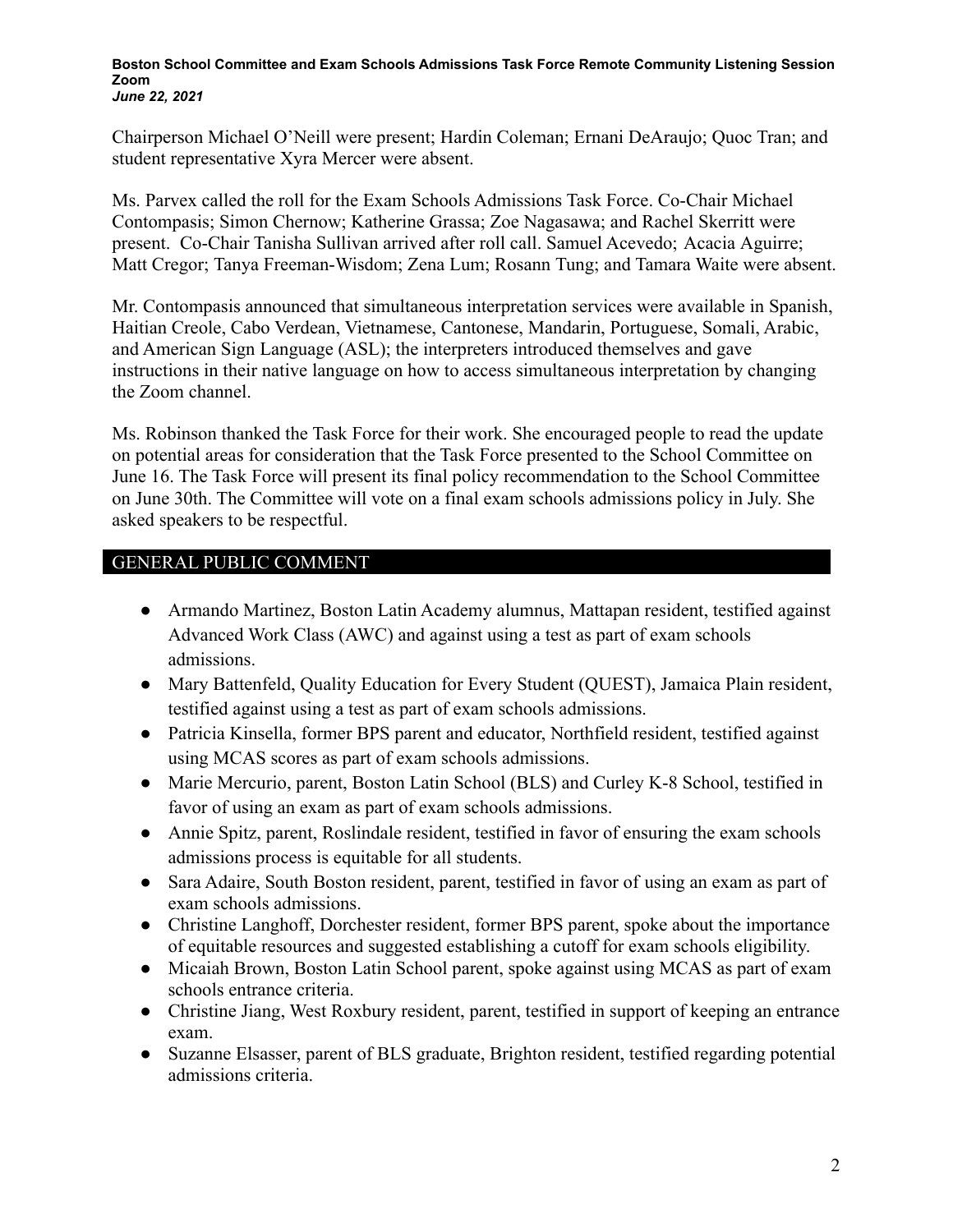Chairperson Michael O'Neill were present; Hardin Coleman; Ernani DeAraujo; Quoc Tran; and student representative Xyra Mercer were absent.

Ms. Parvex called the roll for the Exam Schools Admissions Task Force. Co-Chair Michael Contompasis; Simon Chernow; Katherine Grassa; Zoe Nagasawa; and Rachel Skerritt were present. Co-Chair Tanisha Sullivan arrived after roll call. Samuel Acevedo; Acacia Aguirre; Matt Cregor; Tanya Freeman-Wisdom; Zena Lum; Rosann Tung; and Tamara Waite were absent.

Mr. Contompasis announced that simultaneous interpretation services were available in Spanish, Haitian Creole, Cabo Verdean, Vietnamese, Cantonese, Mandarin, Portuguese, Somali, Arabic, and American Sign Language (ASL); the interpreters introduced themselves and gave instructions in their native language on how to access simultaneous interpretation by changing the Zoom channel.

Ms. Robinson thanked the Task Force for their work. She encouraged people to read the update on potential areas for consideration that the Task Force presented to the School Committee on June 16. The Task Force will present its final policy recommendation to the School Committee on June 30th. The Committee will vote on a final exam schools admissions policy in July. She asked speakers to be respectful.

## GENERAL PUBLIC COMMENT

- Armando Martinez, Boston Latin Academy alumnus, Mattapan resident, testified against Advanced Work Class (AWC) and against using a test as part of exam schools admissions.
- Mary Battenfeld, Quality Education for Every Student (QUEST), Jamaica Plain resident, testified against using a test as part of exam schools admissions.
- Patricia Kinsella, former BPS parent and educator, Northfield resident, testified against using MCAS scores as part of exam schools admissions.
- Marie Mercurio, parent, Boston Latin School (BLS) and Curley K-8 School, testified in favor of using an exam as part of exam schools admissions.
- Annie Spitz, parent, Roslindale resident, testified in favor of ensuring the exam schools admissions process is equitable for all students.
- Sara Adaire, South Boston resident, parent, testified in favor of using an exam as part of exam schools admissions.
- Christine Langhoff, Dorchester resident, former BPS parent, spoke about the importance of equitable resources and suggested establishing a cutoff for exam schools eligibility.
- Micaiah Brown, Boston Latin School parent, spoke against using MCAS as part of exam schools entrance criteria.
- Christine Jiang, West Roxbury resident, parent, testified in support of keeping an entrance exam.
- Suzanne Elsasser, parent of BLS graduate, Brighton resident, testified regarding potential admissions criteria.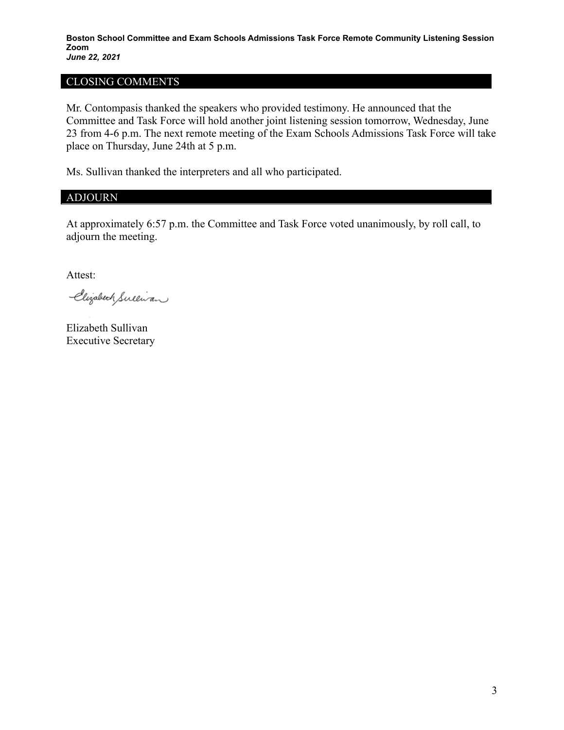## CLOSING COMMENTS

Mr. Contompasis thanked the speakers who provided testimony. He announced that the Committee and Task Force will hold another joint listening session tomorrow, Wednesday, June 23 from 4-6 p.m. The next remote meeting of the Exam Schools Admissions Task Force will take place on Thursday, June 24th at 5 p.m.

Ms. Sullivan thanked the interpreters and all who participated.

## ADJOURN

At approximately 6:57 p.m. the Committee and Task Force voted unanimously, by roll call, to adjourn the meeting.

Attest:

Elizabeth Sullivan
Executive Secretary